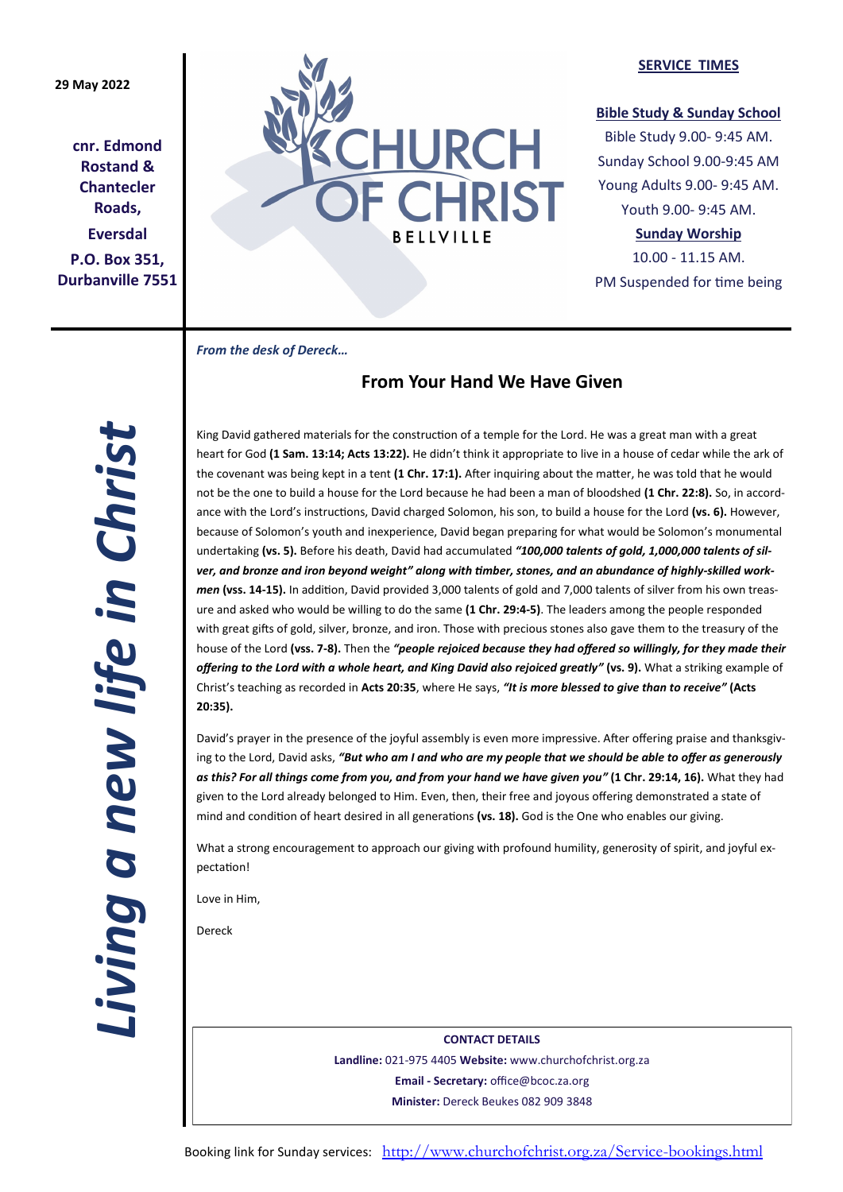29 May 2022

**cnr. Edmond Rostand & Chantecler Roads,**

**Eversdal**

**P.O. Box 351, Durbanville 7551**

CHURCH OF CHRIST BELLVILLE

**SERVICE TIMES**

**Bible Study & Sunday School**

Bible Study 9.00- 9:45 AM.

Sunday School 9.00-9:45 AM

Young Adults 9.00- 9:45 AM.

Youth 9.00- 9:45 AM.

**Sunday Worship**

10.00 - 11.15 AM.

PM Suspended for time being

***Living a new life in Christ***

*From the desk of Dereck…*

## From Your Hand We Have Given

King David gathered materials for the construction of a temple for the Lord. He was a great man with a great heart for God **(1 Sam. 13:14; Acts 13:22).** He didn't think it appropriate to live in a house of cedar while the ark of the covenant was being kept in a tent **(1 Chr. 17:1).** After inquiring about the matter, he was told that he would not be the one to build a house for the Lord because he had been a man of bloodshed **(1 Chr. 22:8).** So, in accordance with the Lord's instructions, David charged Solomon, his son, to build a house for the Lord **(vs. 6).** However, because of Solomon's youth and inexperience, David began preparing for what would be Solomon's monumental undertaking **(vs. 5).** Before his death, David had accumulated ***"100,000 talents of gold, 1,000,000 talents of silver, and bronze and iron beyond weight" along with timber, stones, and an abundance of highly-skilled workmen*** **(vss. 14-15).** In addition, David provided 3,000 talents of gold and 7,000 talents of silver from his own treasure and asked who would be willing to do the same **(1 Chr. 29:4-5)**. The leaders among the people responded with great gifts of gold, silver, bronze, and iron. Those with precious stones also gave them to the treasury of the house of the Lord **(vss. 7-8).** Then the ***"people rejoiced because they had offered so willingly, for they made their offering to the Lord with a whole heart, and King David also rejoiced greatly"*** **(vs. 9).** What a striking example of Christ's teaching as recorded in **Acts 20:35**, where He says, ***"It is more blessed to give than to receive"*** **(Acts 20:35).**

David's prayer in the presence of the joyful assembly is even more impressive. After offering praise and thanksgiving to the Lord, David asks, ***"But who am I and who are my people that we should be able to offer as generously as this? For all things come from you, and from your hand we have given you"*** **(1 Chr. 29:14, 16).** What they had given to the Lord already belonged to Him. Even, then, their free and joyous offering demonstrated a state of mind and condition of heart desired in all generations **(vs. 18).** God is the One who enables our giving.

What a strong encouragement to approach our giving with profound humility, generosity of spirit, and joyful expectation!

Love in Him,

Dereck

**CONTACT DETAILS**

**Landline:** 021-975 4405 **Website:** www.churchofchrist.org.za

**Email - Secretary:** office@bcoc.za.org

**Minister:** Dereck Beukes 082 909 3848

Booking link for Sunday services: http://www.churchofchrist.org.za/Service-bookings.html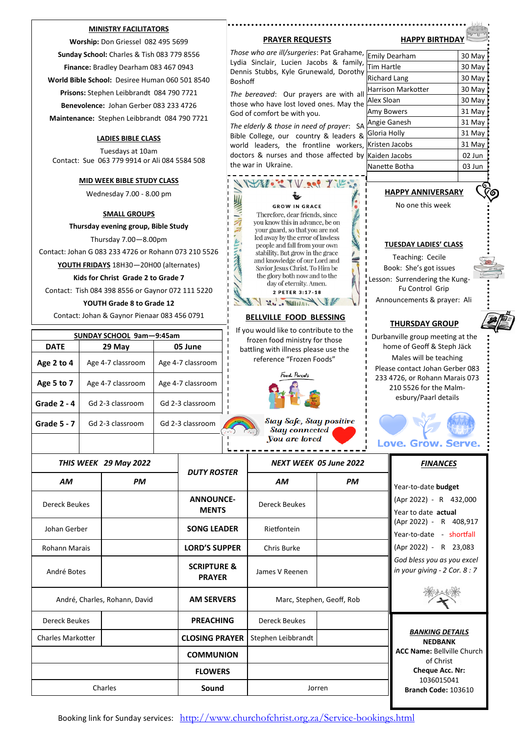## MINISTRY FACILITATORS

**Worship:** Don Griessel 082 495 5699
**Sunday School:** Charles & Tish 083 779 8556
**Finance:** Bradley Dearham 083 467 0943
**World Bible School:** Desiree Human 060 501 8540
**Prisons:** Stephen Leibbrandt 084 790 7721
**Benevolence:** Johan Gerber 083 233 4726
**Maintenance:** Stephen Leibbrandt 084 790 7721

## LADIES BIBLE CLASS

Tuesdays at 10am
Contact: Sue 063 779 9914 or Ali 084 5584 508

## MID WEEK BIBLE STUDY CLASS

Wednesday 7.00 - 8.00 pm

## SMALL GROUPS

**Thursday evening group, Bible Study**
Thursday 7.00—8.00pm
Contact: Johan G 083 233 4726 or Rohann 073 210 5526

**YOUTH FRIDAYS** 18H30—20H00 (alternates)
**Kids for Christ Grade 2 to Grade 7**
Contact: Tish 084 398 8556 or Gaynor 072 111 5220
**YOUTH Grade 8 to Grade 12**
Contact: Johan & Gaynor Pienaar 083 456 0791

| SUNDAY SCHOOL 9am—9:45am | | |
|---|---|---|
| **DATE** | **29 May** | **05 June** |
| **Age 2 to 4** | Age 4-7 classroom | Age 4-7 classroom |
| **Age 5 to 7** | Age 4-7 classroom | Age 4-7 classroom |
| **Grade 2 - 4** | Gd 2-3 classroom | Gd 2-3 classroom |
| **Grade 5 - 7** | Gd 2-3 classroom | Gd 2-3 classroom |
| | | |

## PRAYER REQUESTS

*Those who are ill/surgeries*: Pat Grahame, Lydia Sinclair, Lucien Jacobs & family, Dennis Stubbs, Kyle Grunewald, Dorothy Boshoff

*The bereaved*: Our prayers are with all those who have lost loved ones. May the God of comfort be with you.

*The elderly & those in need of prayer*: SA Bible College, our country & leaders & world leaders, the frontline workers, doctors & nurses and those affected by the war in Ukraine.

## HAPPY BIRTHDAY

| | |
|---|---|
| Emily Dearham | 30 May |
| Tim Hartle | 30 May |
| Richard Lang | 30 May |
| Harrison Markotter | 30 May |
| Alex Sloan | 30 May |
| Amy Bowers | 31 May |
| Angie Ganesh | 31 May |
| Gloria Holly | 31 May |
| Kristen Jacobs | 31 May |
| Kaiden Jacobs | 02 Jun |
| Nanette Botha | 03 Jun |

**GROW IN GRACE**

Therefore, dear friends, since you know this in advance, be on your guard, so that you are not led away by the error of lawless people and fall from your own stability. But grow in the grace and knowledge of our Lord and Savior Jesus Christ. To Him be the glory both now and to the day of eternity. Amen.

**2 PETER 3:17-18**

## HAPPY ANNIVERSARY

No one this week

## TUESDAY LADIES' CLASS

Teaching: Cecile
Book: She's got issues
Lesson: Surrendering the Kung-Fu Control Grip
Announcements & prayer: Ali

## BELLVILLE FOOD BLESSING

If you would like to contribute to the frozen food ministry for those battling with illness please use the reference "Frozen Foods"

Food Parcels

## THURSDAY GROUP

Durbanville group meeting at the home of Geoff & Steph Jäck
Males will be teaching
Please contact Johan Gerber 083 233 4726, or Rohann Marais 073 210 5526 for the Malmesbury/Paarl details

*Stay Safe, Stay positive*
*Stay connected*
*You are loved*

Love. Grow. Serve.

| *THIS WEEK 29 May 2022* | | **DUTY ROSTER** | *NEXT WEEK 05 June 2022* | |
|---|---|---|---|---|
| ***AM*** | ***PM*** | | ***AM*** | ***PM*** |
| Dereck Beukes | | **ANNOUNCE-MENTS** | Dereck Beukes | |
| Johan Gerber | | **SONG LEADER** | Rietfontein | |
| Rohann Marais | | **LORD'S SUPPER** | Chris Burke | |
| André Botes | | **SCRIPTURE & PRAYER** | James V Reenen | |
| André, Charles, Rohann, David | | **AM SERVERS** | Marc, Stephen, Geoff, Rob | |
| Dereck Beukes | | **PREACHING** | Dereck Beukes | |
| Charles Markotter | | **CLOSING PRAYER** | Stephen Leibbrandt | |
| | | **COMMUNION** | | |
| | | **FLOWERS** | | |
| Charles | | **Sound** | Jorren | |

## FINANCES

Year-to-date **budget**
(Apr 2022) - R 432,000
Year to date **actual**
(Apr 2022) - R 408,917
Year-to-date - shortfall
(Apr 2022) - R 23,083

*God bless you as you excel in your giving - 2 Cor. 8 : 7*

***BANKING DETAILS***
**NEDBANK**
**ACC Name:** Bellville Church of Christ
**Cheque Acc. Nr:** 1036015041
**Branch Code:** 103610

Booking link for Sunday services: http://www.churchofchrist.org.za/Service-bookings.html